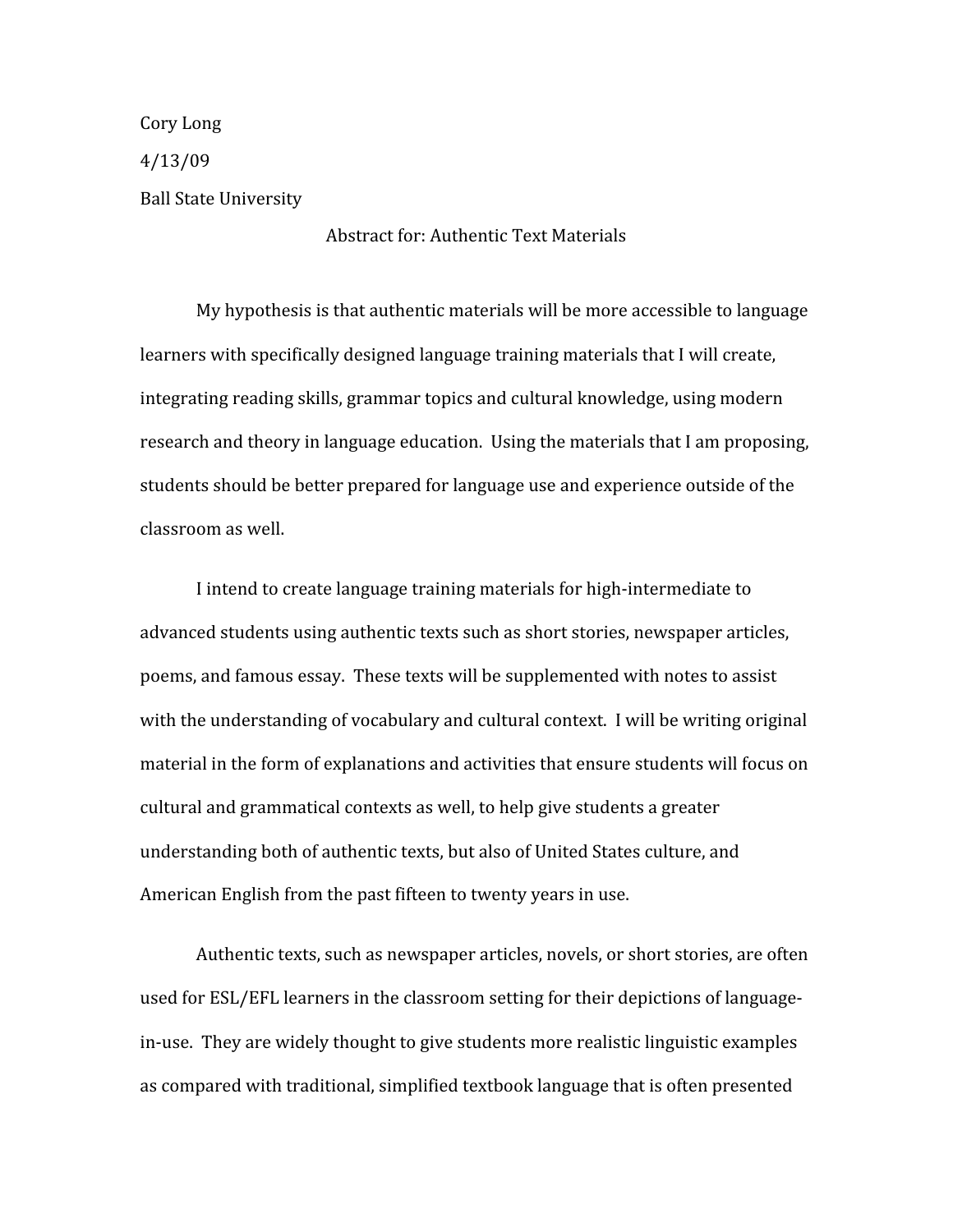Cory Long

4/13/09

Ball State University

Abstract for: Authentic Text Materials

My hypothesis is that authentic materials will be more accessible to language learners with specifically designed language training materials that I will create, integrating reading skills, grammar topics and cultural knowledge, using modern research and theory in language education. Using the materials that I am proposing, students should be better prepared for language use and experience outside of the classroom as well.

I intend to create language training materials for high-intermediate to advanced students using authentic texts such as short stories, newspaper articles, poems, and famous essay. These texts will be supplemented with notes to assist with the understanding of vocabulary and cultural context. I will be writing original material in the form of explanations and activities that ensure students will focus on cultural and grammatical contexts as well, to help give students a greater understanding both of authentic texts, but also of United States culture, and American English from the past fifteen to twenty years in use.

Authentic texts, such as newspaper articles, novels, or short stories, are often used for ESL/EFL learners in the classroom setting for their depictions of language-in-use. They are widely thought to give students more realistic linguistic examples as compared with traditional, simplified textbook language that is often presented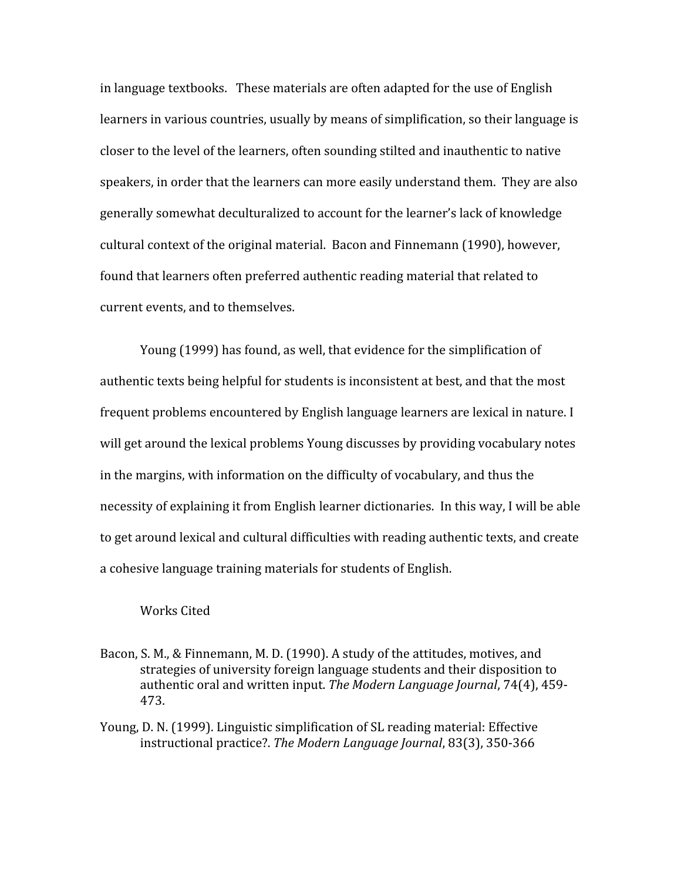in language textbooks.   These materials are often adapted for the use of English learners in various countries, usually by means of simplification, so their language is closer to the level of the learners, often sounding stilted and inauthentic to native speakers, in order that the learners can more easily understand them.  They are also generally somewhat deculturalized to account for the learner's lack of knowledge cultural context of the original material.  Bacon and Finnemann (1990), however, found that learners often preferred authentic reading material that related to current events, and to themselves.

Young (1999) has found, as well, that evidence for the simplification of authentic texts being helpful for students is inconsistent at best, and that the most frequent problems encountered by English language learners are lexical in nature. I will get around the lexical problems Young discusses by providing vocabulary notes in the margins, with information on the difficulty of vocabulary, and thus the necessity of explaining it from English learner dictionaries.  In this way, I will be able to get around lexical and cultural difficulties with reading authentic texts, and create a cohesive language training materials for students of English.

Works Cited

Bacon, S. M., & Finnemann, M. D. (1990). A study of the attitudes, motives, and strategies of university foreign language students and their disposition to authentic oral and written input. *The Modern Language Journal*, 74(4), 459-473.

Young, D. N. (1999). Linguistic simplification of SL reading material: Effective instructional practice?. *The Modern Language Journal*, 83(3), 350-366